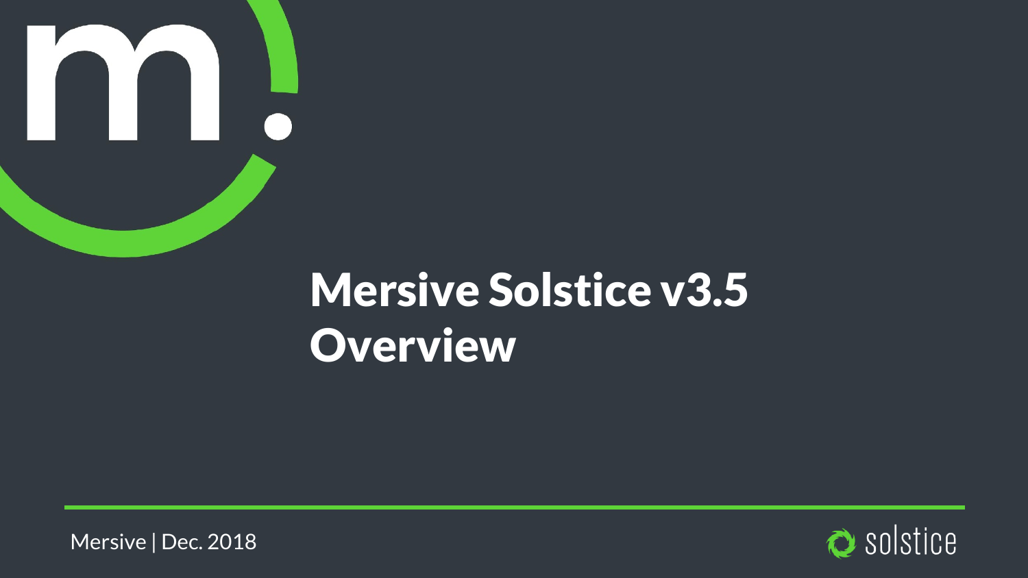# Mersive Solstice v3.5 Overview

Mersive | Dec. 2018

solstice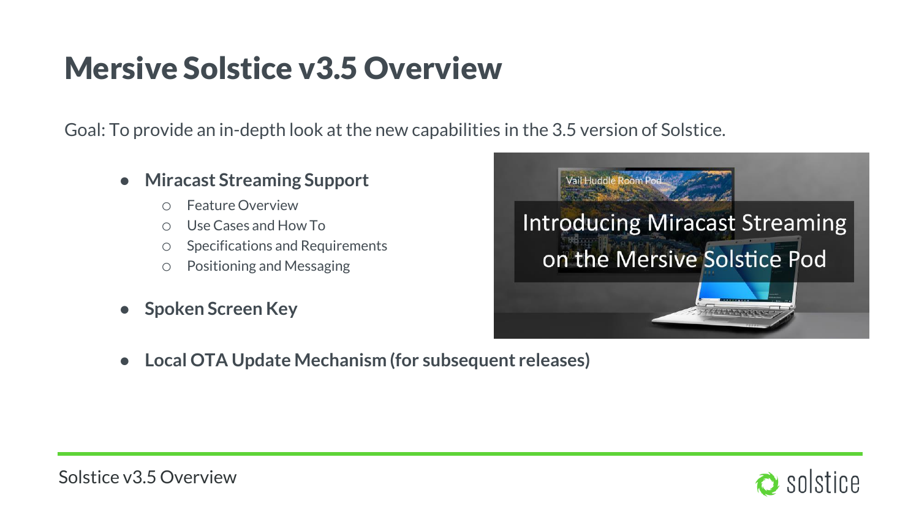# Mersive Solstice v3.5 Overview

Goal: To provide an in-depth look at the new capabilities in the 3.5 version of Solstice.

- **Miracast Streaming Support**
  - Feature Overview
  - Use Cases and How To
  - Specifications and Requirements
  - Positioning and Messaging
- **Spoken Screen Key**
- **Local OTA Update Mechanism (for subsequent releases)**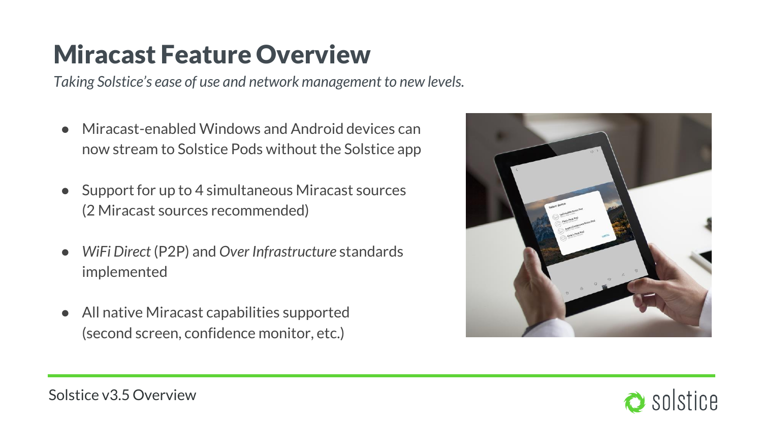# Miracast Feature Overview

*Taking Solstice's ease of use and network management to new levels.*

- Miracast-enabled Windows and Android devices can now stream to Solstice Pods without the Solstice app
- Support for up to 4 simultaneous Miracast sources (2 Miracast sources recommended)
- *WiFi Direct* (P2P) and *Over Infrastructure* standards implemented
- All native Miracast capabilities supported (second screen, confidence monitor, etc.)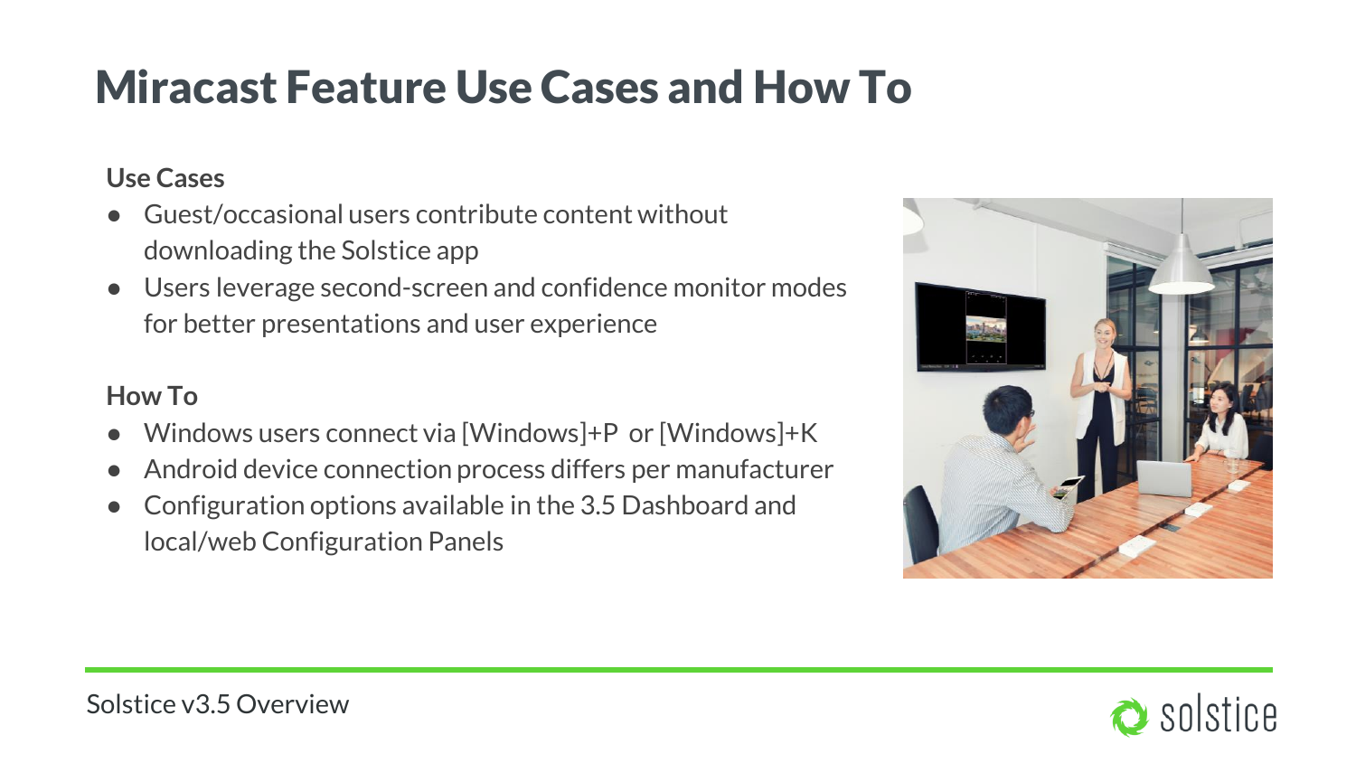# Miracast Feature Use Cases and How To

**Use Cases**

- Guest/occasional users contribute content without downloading the Solstice app
- Users leverage second-screen and confidence monitor modes for better presentations and user experience

**How To**

- Windows users connect via [Windows]+P or [Windows]+K
- Android device connection process differs per manufacturer
- Configuration options available in the 3.5 Dashboard and local/web Configuration Panels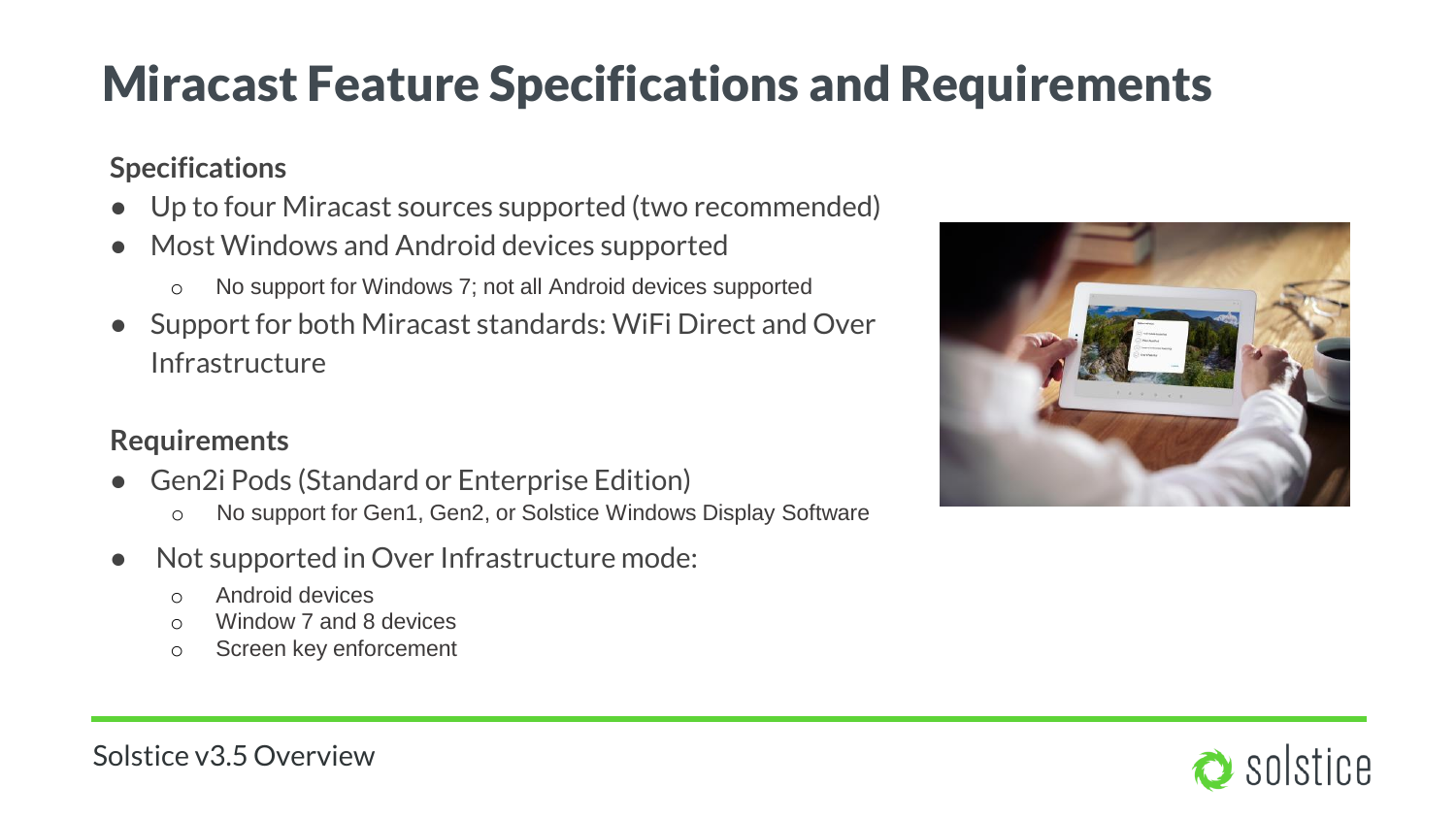# Miracast Feature Specifications and Requirements

**Specifications**

- Up to four Miracast sources supported (two recommended)
- Most Windows and Android devices supported
  - No support for Windows 7; not all Android devices supported
- Support for both Miracast standards: WiFi Direct and Over Infrastructure

**Requirements**

- Gen2i Pods (Standard or Enterprise Edition)
  - No support for Gen1, Gen2, or Solstice Windows Display Software
- Not supported in Over Infrastructure mode:
  - Android devices
  - Window 7 and 8 devices
  - Screen key enforcement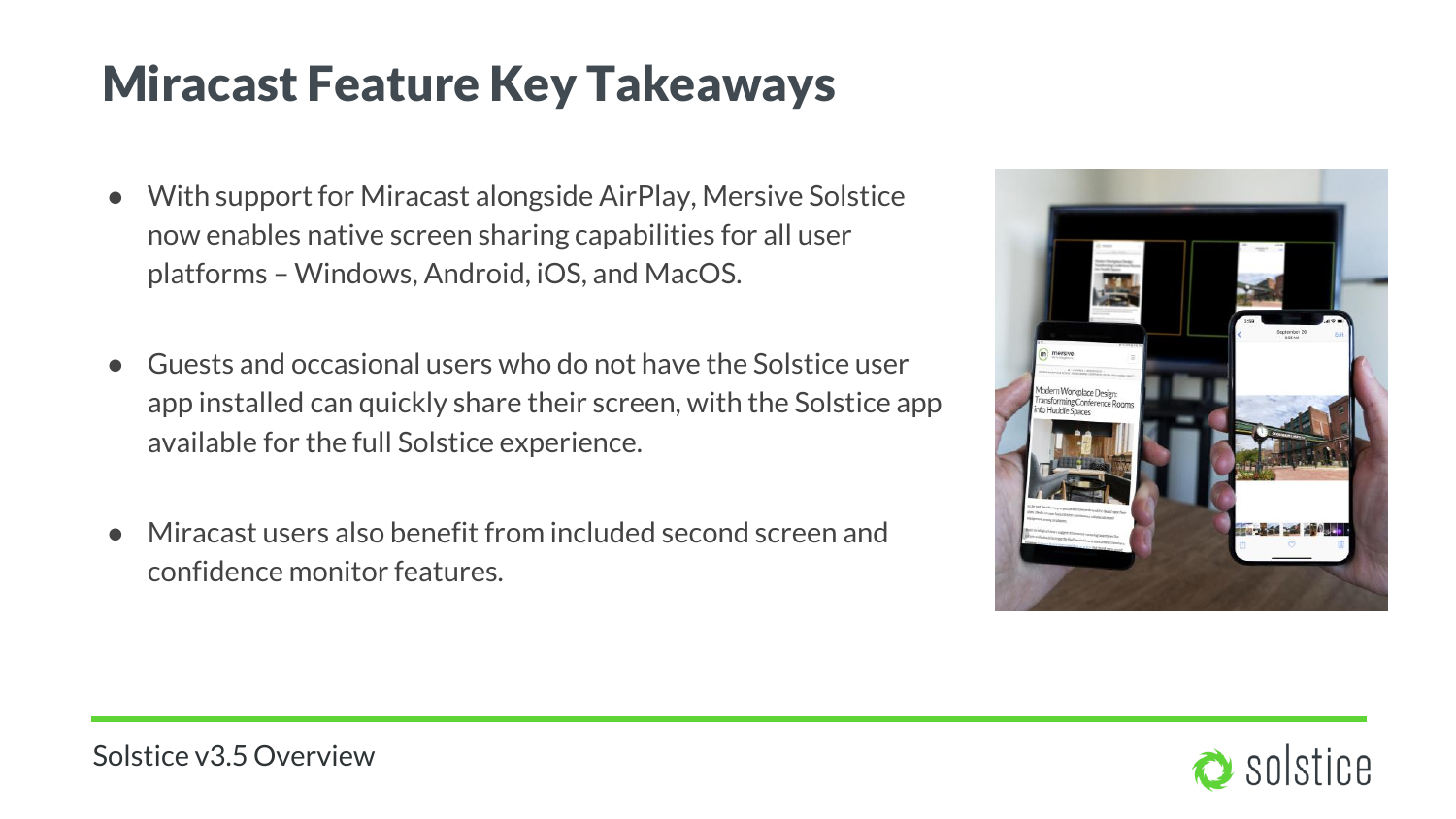# Miracast Feature Key Takeaways

- With support for Miracast alongside AirPlay, Mersive Solstice now enables native screen sharing capabilities for all user platforms – Windows, Android, iOS, and MacOS.
- Guests and occasional users who do not have the Solstice user app installed can quickly share their screen, with the Solstice app available for the full Solstice experience.
- Miracast users also benefit from included second screen and confidence monitor features.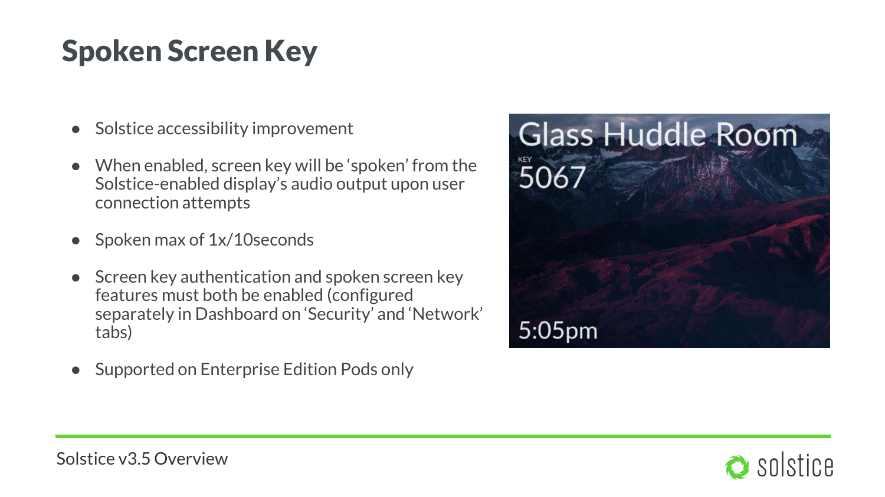# Spoken Screen Key

- Solstice accessibility improvement
- When enabled, screen key will be 'spoken' from the Solstice-enabled display's audio output upon user connection attempts
- Spoken max of 1x/10seconds
- Screen key authentication and spoken screen key features must both be enabled (configured separately in Dashboard on 'Security' and 'Network' tabs)
- Supported on Enterprise Edition Pods only

Glass Huddle Room

KEY

5067

5:05pm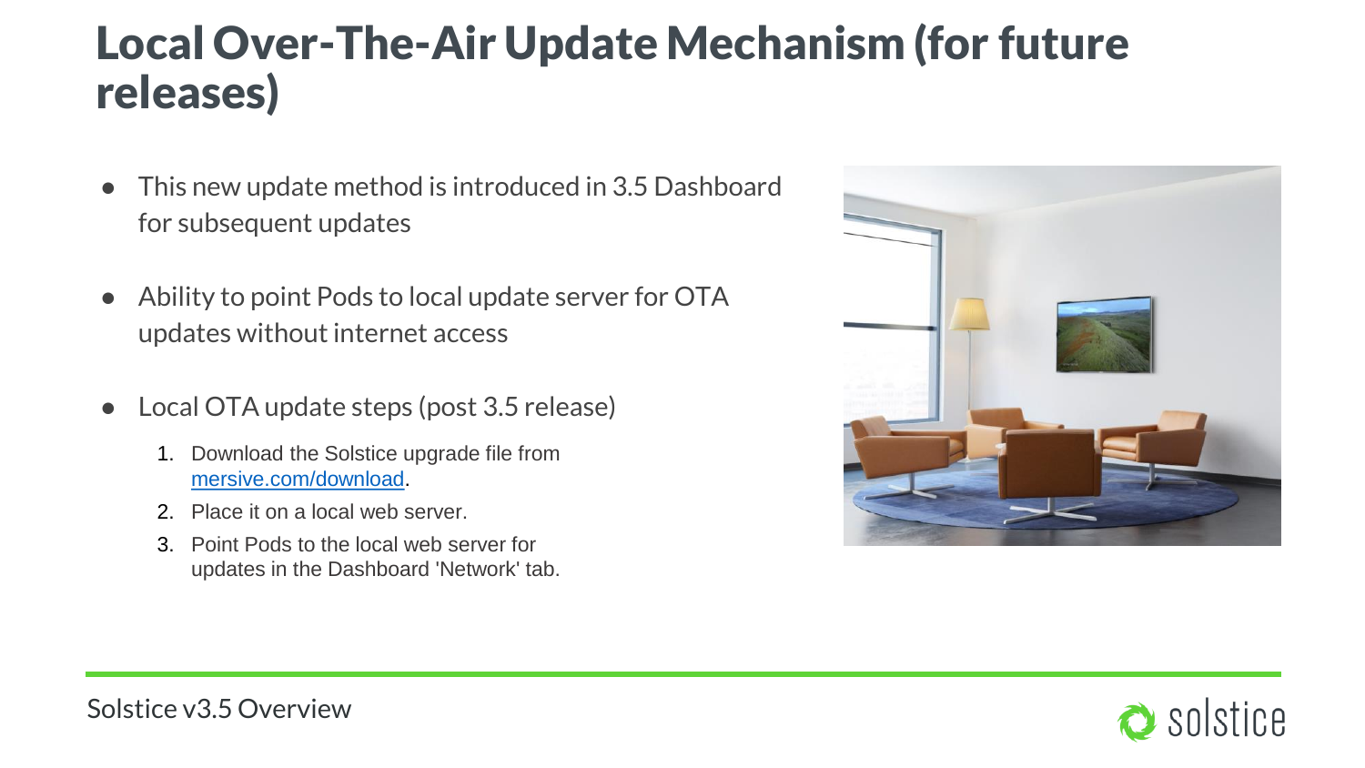# Local Over-The-Air Update Mechanism (for future releases)

- This new update method is introduced in 3.5 Dashboard for subsequent updates
- Ability to point Pods to local update server for OTA updates without internet access
- Local OTA update steps (post 3.5 release)
  1. Download the Solstice upgrade file from [mersive.com/download](mersive.com/download).
  2. Place it on a local web server.
  3. Point Pods to the local web server for updates in the Dashboard 'Network' tab.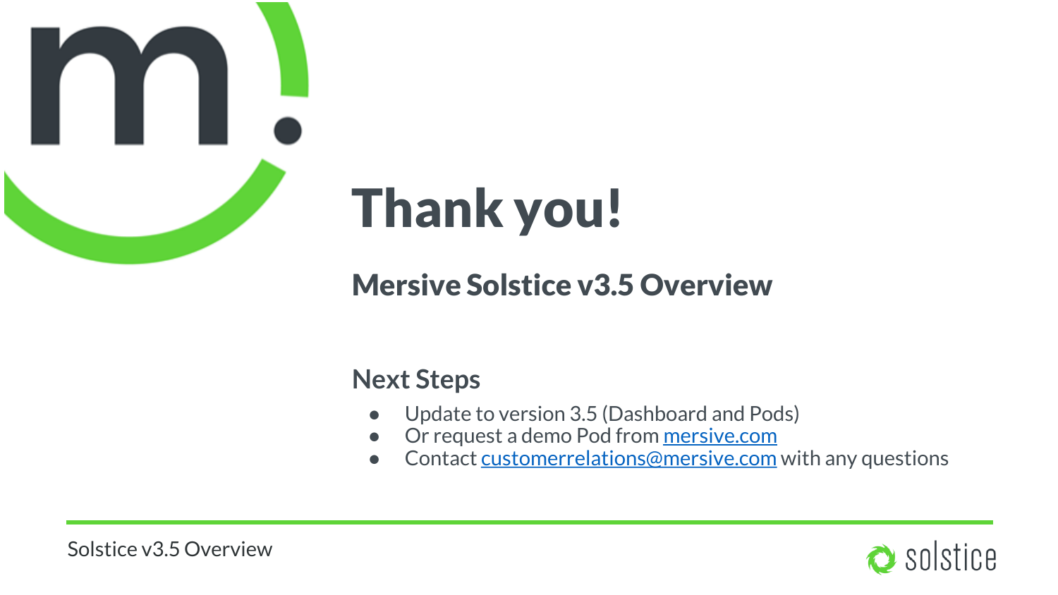# Thank you!

## Mersive Solstice v3.5 Overview

### Next Steps

- Update to version 3.5 (Dashboard and Pods)
- Or request a demo Pod from mersive.com
- Contact customerrelations@mersive.com with any questions